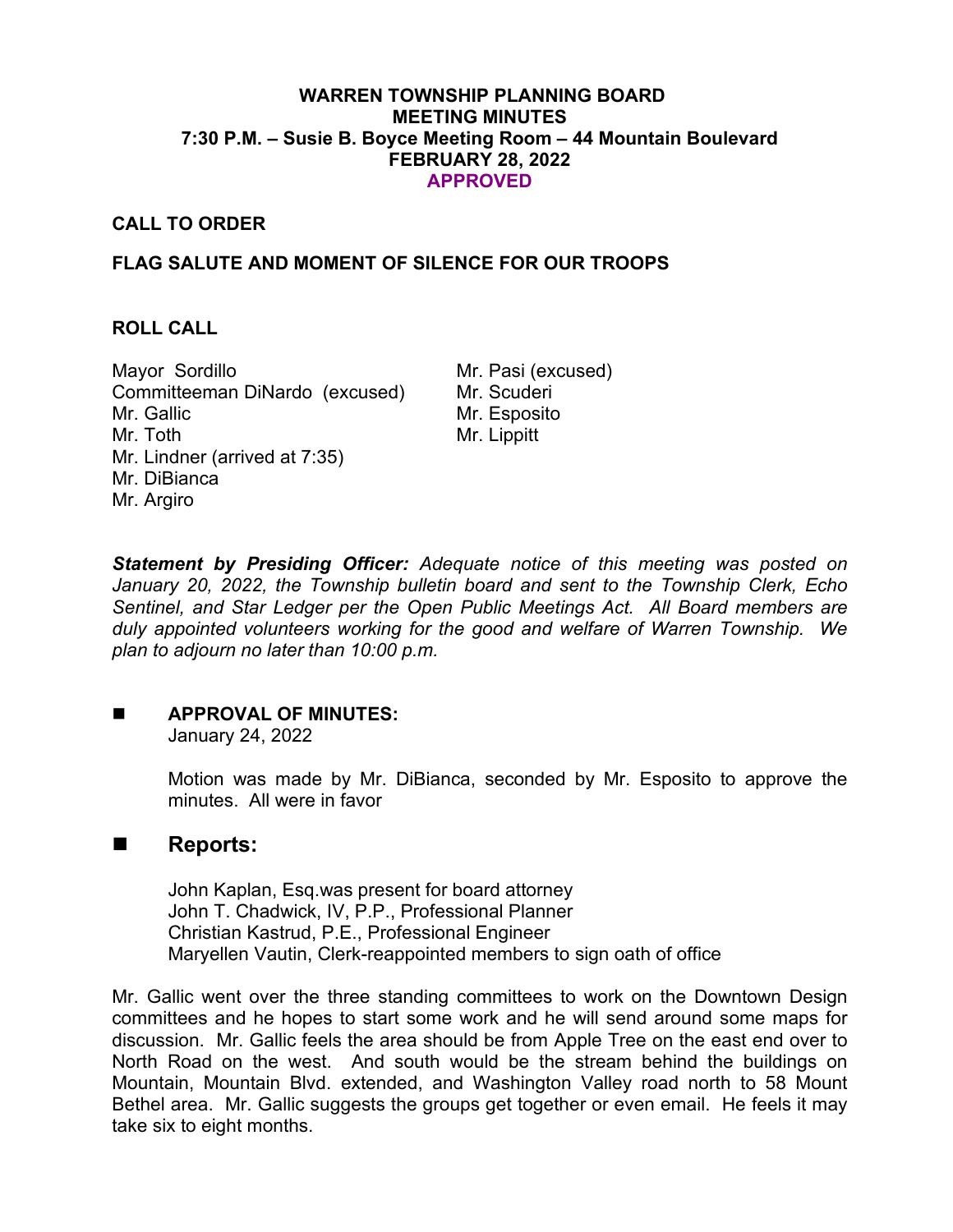# WARREN TOWNSHIP PLANNING BOARD
# MEETING MINUTES
## 7:30 P.M. – Susie B. Boyce Meeting Room – 44 Mountain Boulevard
## FEBRUARY 28, 2022
## APPROVED

### CALL TO ORDER

### FLAG SALUTE AND MOMENT OF SILENCE FOR OUR TROOPS

### ROLL CALL

Mayor Sordillo
Committeeman DiNardo (excused)
Mr. Gallic
Mr. Toth
Mr. Lindner (arrived at 7:35)
Mr. DiBianca
Mr. Argiro
Mr. Pasi (excused)
Mr. Scuderi
Mr. Esposito
Mr. Lippitt

***Statement by Presiding Officer:*** *Adequate notice of this meeting was posted on January 20, 2022, the Township bulletin board and sent to the Township Clerk, Echo Sentinel, and Star Ledger per the Open Public Meetings Act. All Board members are duly appointed volunteers working for the good and welfare of Warren Township. We plan to adjourn no later than 10:00 p.m.*

- **APPROVAL OF MINUTES:**
  January 24, 2022

  Motion was made by Mr. DiBianca, seconded by Mr. Esposito to approve the minutes. All were in favor

- **Reports:**

  John Kaplan, Esq.was present for board attorney
  John T. Chadwick, IV, P.P., Professional Planner
  Christian Kastrud, P.E., Professional Engineer
  Maryellen Vautin, Clerk-reappointed members to sign oath of office

Mr. Gallic went over the three standing committees to work on the Downtown Design committees and he hopes to start some work and he will send around some maps for discussion. Mr. Gallic feels the area should be from Apple Tree on the east end over to North Road on the west. And south would be the stream behind the buildings on Mountain, Mountain Blvd. extended, and Washington Valley road north to 58 Mount Bethel area. Mr. Gallic suggests the groups get together or even email. He feels it may take six to eight months.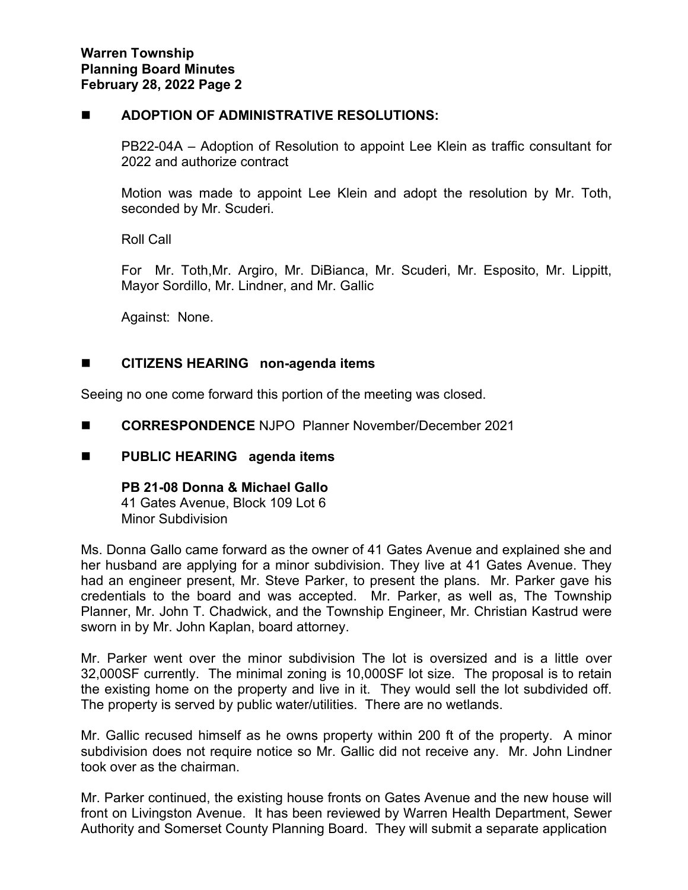## ADOPTION OF ADMINISTRATIVE RESOLUTIONS:

PB22-04A – Adoption of Resolution to appoint Lee Klein as traffic consultant for 2022 and authorize contract

Motion was made to appoint Lee Klein and adopt the resolution by Mr. Toth, seconded by Mr. Scuderi.

Roll Call

For Mr. Toth,Mr. Argiro, Mr. DiBianca, Mr. Scuderi, Mr. Esposito, Mr. Lippitt, Mayor Sordillo, Mr. Lindner, and Mr. Gallic

Against: None.

## CITIZENS HEARING non-agenda items

Seeing no one come forward this portion of the meeting was closed.

## CORRESPONDENCE NJPO Planner November/December 2021

## PUBLIC HEARING agenda items

**PB 21-08 Donna & Michael Gallo**
41 Gates Avenue, Block 109 Lot 6
Minor Subdivision

Ms. Donna Gallo came forward as the owner of 41 Gates Avenue and explained she and her husband are applying for a minor subdivision. They live at 41 Gates Avenue. They had an engineer present, Mr. Steve Parker, to present the plans. Mr. Parker gave his credentials to the board and was accepted. Mr. Parker, as well as, The Township Planner, Mr. John T. Chadwick, and the Township Engineer, Mr. Christian Kastrud were sworn in by Mr. John Kaplan, board attorney.

Mr. Parker went over the minor subdivision The lot is oversized and is a little over 32,000SF currently. The minimal zoning is 10,000SF lot size. The proposal is to retain the existing home on the property and live in it. They would sell the lot subdivided off. The property is served by public water/utilities. There are no wetlands.

Mr. Gallic recused himself as he owns property within 200 ft of the property. A minor subdivision does not require notice so Mr. Gallic did not receive any. Mr. John Lindner took over as the chairman.

Mr. Parker continued, the existing house fronts on Gates Avenue and the new house will front on Livingston Avenue. It has been reviewed by Warren Health Department, Sewer Authority and Somerset County Planning Board. They will submit a separate application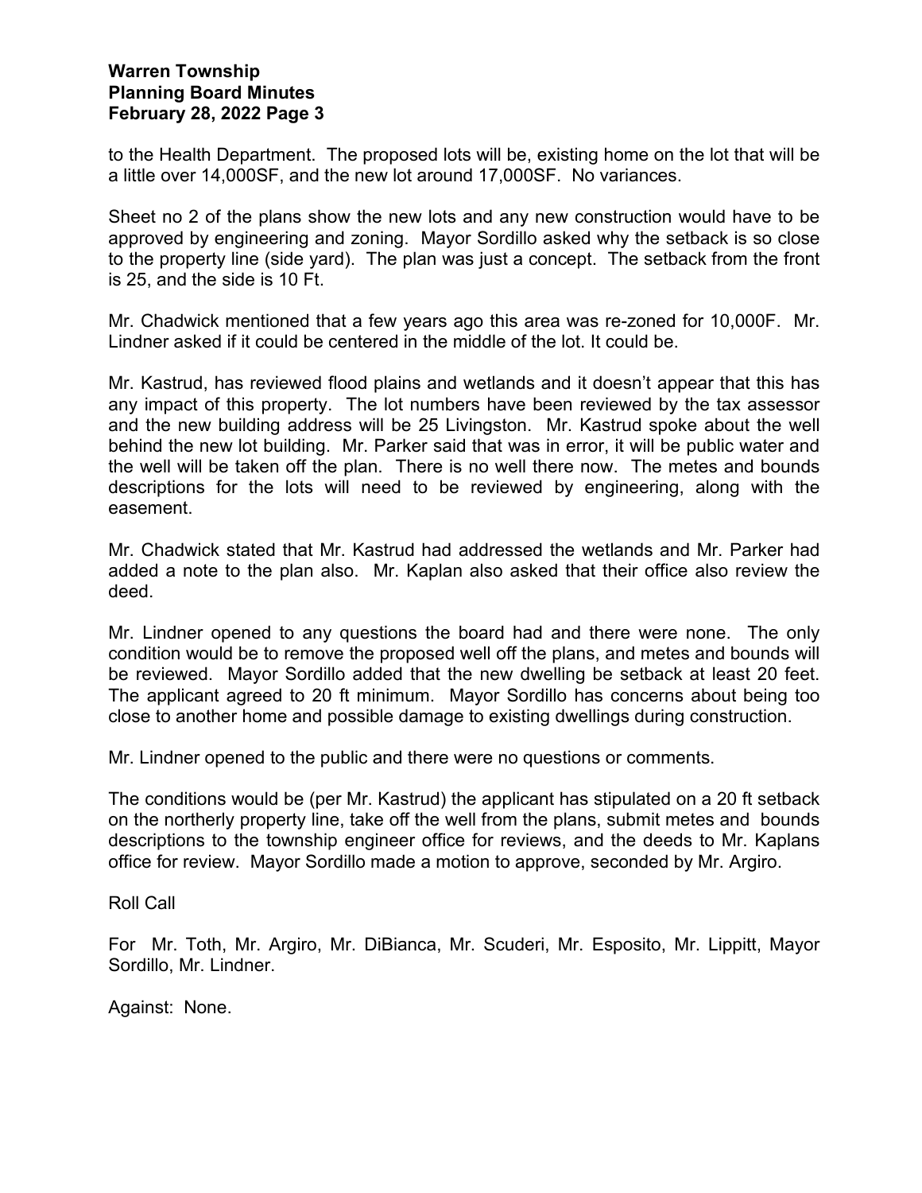to the Health Department. The proposed lots will be, existing home on the lot that will be a little over 14,000SF, and the new lot around 17,000SF. No variances.

Sheet no 2 of the plans show the new lots and any new construction would have to be approved by engineering and zoning. Mayor Sordillo asked why the setback is so close to the property line (side yard). The plan was just a concept. The setback from the front is 25, and the side is 10 Ft.

Mr. Chadwick mentioned that a few years ago this area was re-zoned for 10,000F. Mr. Lindner asked if it could be centered in the middle of the lot. It could be.

Mr. Kastrud, has reviewed flood plains and wetlands and it doesn't appear that this has any impact of this property. The lot numbers have been reviewed by the tax assessor and the new building address will be 25 Livingston. Mr. Kastrud spoke about the well behind the new lot building. Mr. Parker said that was in error, it will be public water and the well will be taken off the plan. There is no well there now. The metes and bounds descriptions for the lots will need to be reviewed by engineering, along with the easement.

Mr. Chadwick stated that Mr. Kastrud had addressed the wetlands and Mr. Parker had added a note to the plan also. Mr. Kaplan also asked that their office also review the deed.

Mr. Lindner opened to any questions the board had and there were none. The only condition would be to remove the proposed well off the plans, and metes and bounds will be reviewed. Mayor Sordillo added that the new dwelling be setback at least 20 feet. The applicant agreed to 20 ft minimum. Mayor Sordillo has concerns about being too close to another home and possible damage to existing dwellings during construction.

Mr. Lindner opened to the public and there were no questions or comments.

The conditions would be (per Mr. Kastrud) the applicant has stipulated on a 20 ft setback on the northerly property line, take off the well from the plans, submit metes and bounds descriptions to the township engineer office for reviews, and the deeds to Mr. Kaplans office for review. Mayor Sordillo made a motion to approve, seconded by Mr. Argiro.

Roll Call

For Mr. Toth, Mr. Argiro, Mr. DiBianca, Mr. Scuderi, Mr. Esposito, Mr. Lippitt, Mayor Sordillo, Mr. Lindner.

Against: None.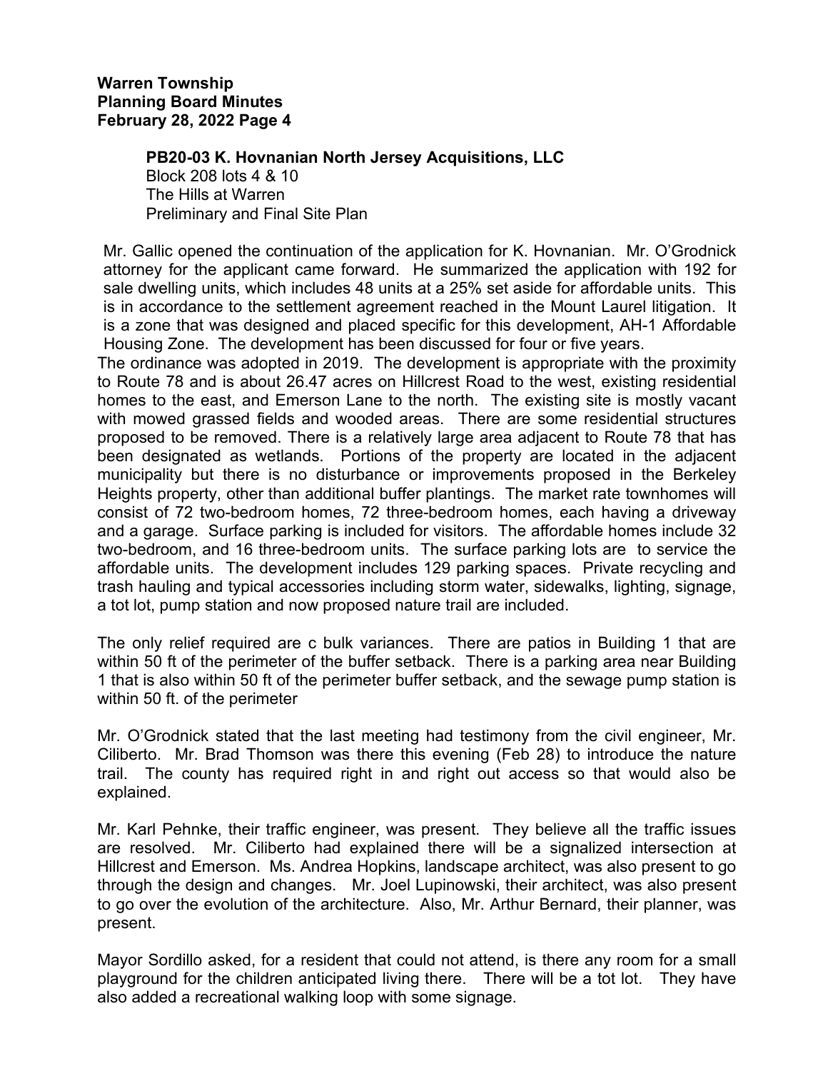**PB20-03 K. Hovnanian North Jersey Acquisitions, LLC**
Block 208 lots 4 & 10
The Hills at Warren
Preliminary and Final Site Plan

Mr. Gallic opened the continuation of the application for K. Hovnanian. Mr. O'Grodnick attorney for the applicant came forward. He summarized the application with 192 for sale dwelling units, which includes 48 units at a 25% set aside for affordable units. This is in accordance to the settlement agreement reached in the Mount Laurel litigation. It is a zone that was designed and placed specific for this development, AH-1 Affordable Housing Zone. The development has been discussed for four or five years.
The ordinance was adopted in 2019. The development is appropriate with the proximity to Route 78 and is about 26.47 acres on Hillcrest Road to the west, existing residential homes to the east, and Emerson Lane to the north. The existing site is mostly vacant with mowed grassed fields and wooded areas. There are some residential structures proposed to be removed. There is a relatively large area adjacent to Route 78 that has been designated as wetlands. Portions of the property are located in the adjacent municipality but there is no disturbance or improvements proposed in the Berkeley Heights property, other than additional buffer plantings. The market rate townhomes will consist of 72 two-bedroom homes, 72 three-bedroom homes, each having a driveway and a garage. Surface parking is included for visitors. The affordable homes include 32 two-bedroom, and 16 three-bedroom units. The surface parking lots are to service the affordable units. The development includes 129 parking spaces. Private recycling and trash hauling and typical accessories including storm water, sidewalks, lighting, signage, a tot lot, pump station and now proposed nature trail are included.

The only relief required are c bulk variances. There are patios in Building 1 that are within 50 ft of the perimeter of the buffer setback. There is a parking area near Building 1 that is also within 50 ft of the perimeter buffer setback, and the sewage pump station is within 50 ft. of the perimeter

Mr. O'Grodnick stated that the last meeting had testimony from the civil engineer, Mr. Ciliberto. Mr. Brad Thomson was there this evening (Feb 28) to introduce the nature trail. The county has required right in and right out access so that would also be explained.

Mr. Karl Pehnke, their traffic engineer, was present. They believe all the traffic issues are resolved. Mr. Ciliberto had explained there will be a signalized intersection at Hillcrest and Emerson. Ms. Andrea Hopkins, landscape architect, was also present to go through the design and changes. Mr. Joel Lupinowski, their architect, was also present to go over the evolution of the architecture. Also, Mr. Arthur Bernard, their planner, was present.

Mayor Sordillo asked, for a resident that could not attend, is there any room for a small playground for the children anticipated living there. There will be a tot lot. They have also added a recreational walking loop with some signage.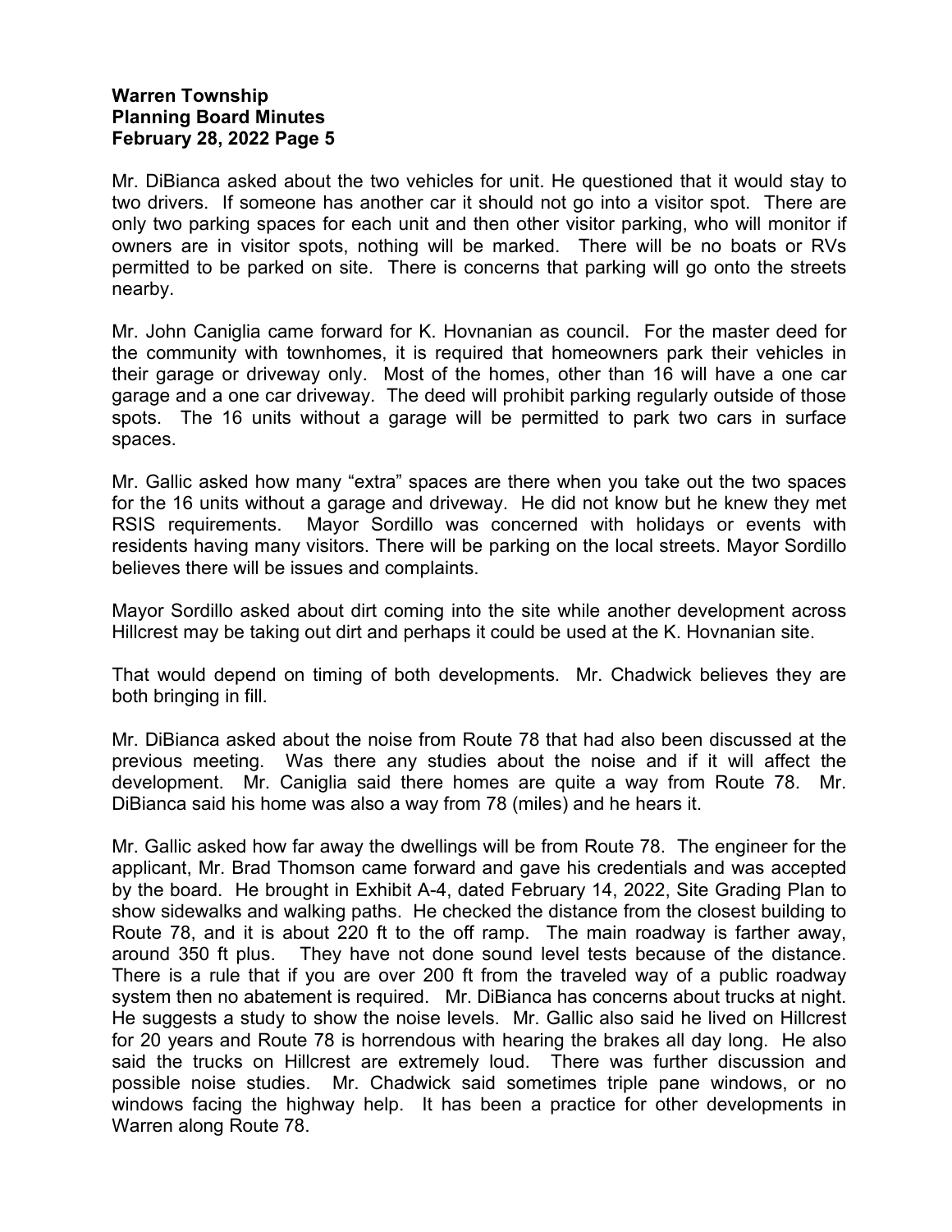Mr. DiBianca asked about the two vehicles for unit. He questioned that it would stay to two drivers. If someone has another car it should not go into a visitor spot. There are only two parking spaces for each unit and then other visitor parking, who will monitor if owners are in visitor spots, nothing will be marked. There will be no boats or RVs permitted to be parked on site. There is concerns that parking will go onto the streets nearby.

Mr. John Caniglia came forward for K. Hovnanian as council. For the master deed for the community with townhomes, it is required that homeowners park their vehicles in their garage or driveway only. Most of the homes, other than 16 will have a one car garage and a one car driveway. The deed will prohibit parking regularly outside of those spots. The 16 units without a garage will be permitted to park two cars in surface spaces.

Mr. Gallic asked how many "extra" spaces are there when you take out the two spaces for the 16 units without a garage and driveway. He did not know but he knew they met RSIS requirements. Mayor Sordillo was concerned with holidays or events with residents having many visitors. There will be parking on the local streets. Mayor Sordillo believes there will be issues and complaints.

Mayor Sordillo asked about dirt coming into the site while another development across Hillcrest may be taking out dirt and perhaps it could be used at the K. Hovnanian site.

That would depend on timing of both developments. Mr. Chadwick believes they are both bringing in fill.

Mr. DiBianca asked about the noise from Route 78 that had also been discussed at the previous meeting. Was there any studies about the noise and if it will affect the development. Mr. Caniglia said there homes are quite a way from Route 78. Mr. DiBianca said his home was also a way from 78 (miles) and he hears it.

Mr. Gallic asked how far away the dwellings will be from Route 78. The engineer for the applicant, Mr. Brad Thomson came forward and gave his credentials and was accepted by the board. He brought in Exhibit A-4, dated February 14, 2022, Site Grading Plan to show sidewalks and walking paths. He checked the distance from the closest building to Route 78, and it is about 220 ft to the off ramp. The main roadway is farther away, around 350 ft plus. They have not done sound level tests because of the distance. There is a rule that if you are over 200 ft from the traveled way of a public roadway system then no abatement is required. Mr. DiBianca has concerns about trucks at night. He suggests a study to show the noise levels. Mr. Gallic also said he lived on Hillcrest for 20 years and Route 78 is horrendous with hearing the brakes all day long. He also said the trucks on Hillcrest are extremely loud. There was further discussion and possible noise studies. Mr. Chadwick said sometimes triple pane windows, or no windows facing the highway help. It has been a practice for other developments in Warren along Route 78.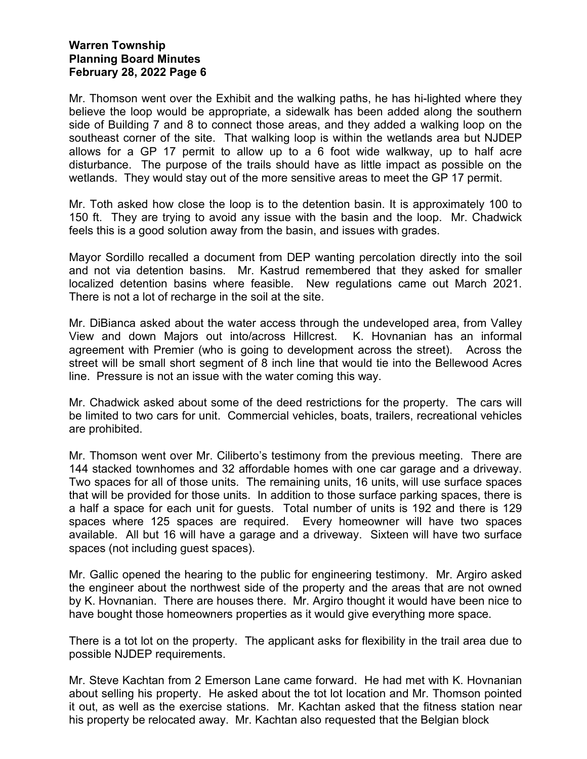Mr. Thomson went over the Exhibit and the walking paths, he has hi-lighted where they believe the loop would be appropriate, a sidewalk has been added along the southern side of Building 7 and 8 to connect those areas, and they added a walking loop on the southeast corner of the site. That walking loop is within the wetlands area but NJDEP allows for a GP 17 permit to allow up to a 6 foot wide walkway, up to half acre disturbance. The purpose of the trails should have as little impact as possible on the wetlands. They would stay out of the more sensitive areas to meet the GP 17 permit.

Mr. Toth asked how close the loop is to the detention basin. It is approximately 100 to 150 ft. They are trying to avoid any issue with the basin and the loop. Mr. Chadwick feels this is a good solution away from the basin, and issues with grades.

Mayor Sordillo recalled a document from DEP wanting percolation directly into the soil and not via detention basins. Mr. Kastrud remembered that they asked for smaller localized detention basins where feasible. New regulations came out March 2021. There is not a lot of recharge in the soil at the site.

Mr. DiBianca asked about the water access through the undeveloped area, from Valley View and down Majors out into/across Hillcrest. K. Hovnanian has an informal agreement with Premier (who is going to development across the street). Across the street will be small short segment of 8 inch line that would tie into the Bellewood Acres line. Pressure is not an issue with the water coming this way.

Mr. Chadwick asked about some of the deed restrictions for the property. The cars will be limited to two cars for unit. Commercial vehicles, boats, trailers, recreational vehicles are prohibited.

Mr. Thomson went over Mr. Ciliberto's testimony from the previous meeting. There are 144 stacked townhomes and 32 affordable homes with one car garage and a driveway. Two spaces for all of those units. The remaining units, 16 units, will use surface spaces that will be provided for those units. In addition to those surface parking spaces, there is a half a space for each unit for guests. Total number of units is 192 and there is 129 spaces where 125 spaces are required. Every homeowner will have two spaces available. All but 16 will have a garage and a driveway. Sixteen will have two surface spaces (not including guest spaces).

Mr. Gallic opened the hearing to the public for engineering testimony. Mr. Argiro asked the engineer about the northwest side of the property and the areas that are not owned by K. Hovnanian. There are houses there. Mr. Argiro thought it would have been nice to have bought those homeowners properties as it would give everything more space.

There is a tot lot on the property. The applicant asks for flexibility in the trail area due to possible NJDEP requirements.

Mr. Steve Kachtan from 2 Emerson Lane came forward. He had met with K. Hovnanian about selling his property. He asked about the tot lot location and Mr. Thomson pointed it out, as well as the exercise stations. Mr. Kachtan asked that the fitness station near his property be relocated away. Mr. Kachtan also requested that the Belgian block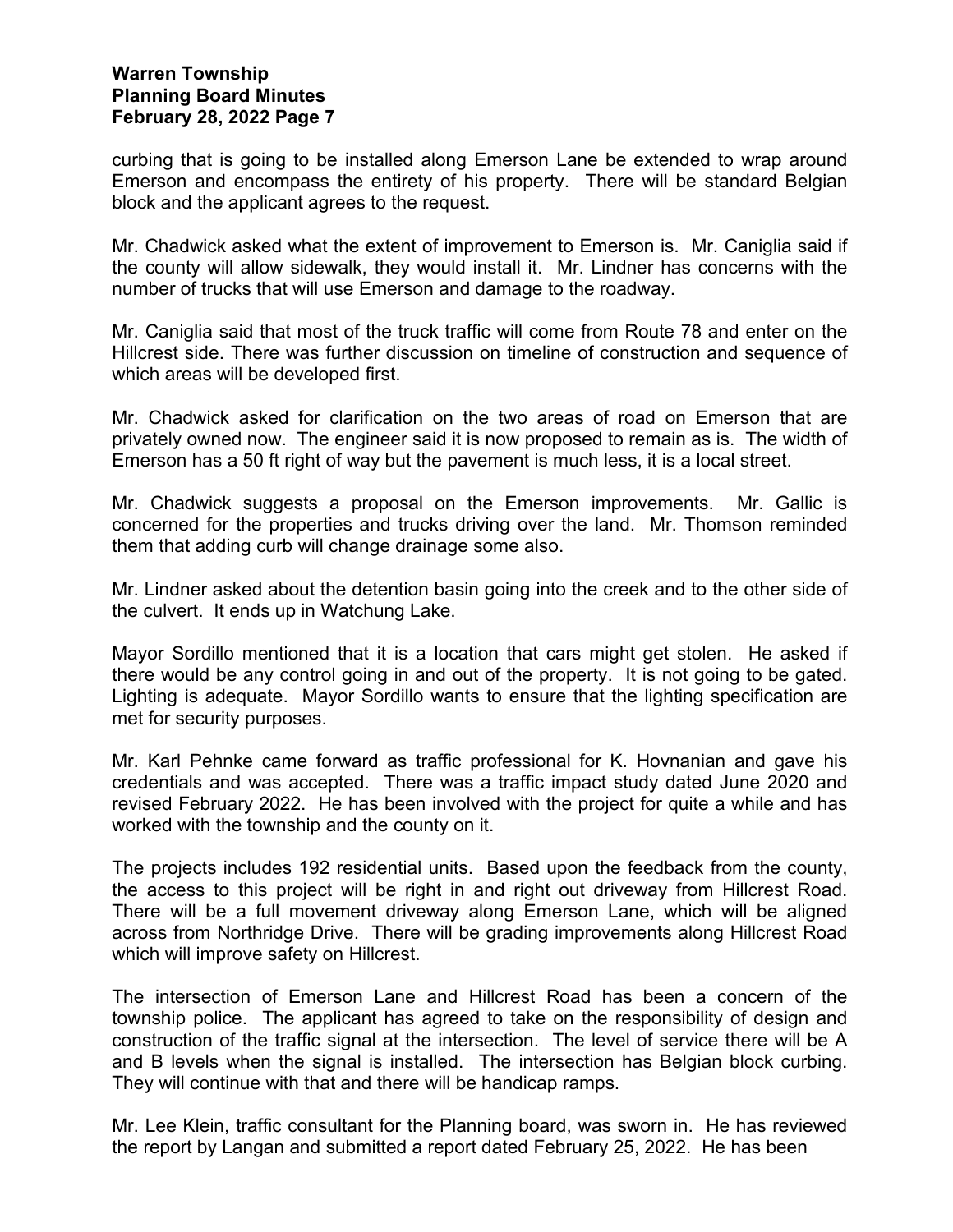curbing that is going to be installed along Emerson Lane be extended to wrap around Emerson and encompass the entirety of his property. There will be standard Belgian block and the applicant agrees to the request.

Mr. Chadwick asked what the extent of improvement to Emerson is. Mr. Caniglia said if the county will allow sidewalk, they would install it. Mr. Lindner has concerns with the number of trucks that will use Emerson and damage to the roadway.

Mr. Caniglia said that most of the truck traffic will come from Route 78 and enter on the Hillcrest side. There was further discussion on timeline of construction and sequence of which areas will be developed first.

Mr. Chadwick asked for clarification on the two areas of road on Emerson that are privately owned now. The engineer said it is now proposed to remain as is. The width of Emerson has a 50 ft right of way but the pavement is much less, it is a local street.

Mr. Chadwick suggests a proposal on the Emerson improvements. Mr. Gallic is concerned for the properties and trucks driving over the land. Mr. Thomson reminded them that adding curb will change drainage some also.

Mr. Lindner asked about the detention basin going into the creek and to the other side of the culvert. It ends up in Watchung Lake.

Mayor Sordillo mentioned that it is a location that cars might get stolen. He asked if there would be any control going in and out of the property. It is not going to be gated. Lighting is adequate. Mayor Sordillo wants to ensure that the lighting specification are met for security purposes.

Mr. Karl Pehnke came forward as traffic professional for K. Hovnanian and gave his credentials and was accepted. There was a traffic impact study dated June 2020 and revised February 2022. He has been involved with the project for quite a while and has worked with the township and the county on it.

The projects includes 192 residential units. Based upon the feedback from the county, the access to this project will be right in and right out driveway from Hillcrest Road. There will be a full movement driveway along Emerson Lane, which will be aligned across from Northridge Drive. There will be grading improvements along Hillcrest Road which will improve safety on Hillcrest.

The intersection of Emerson Lane and Hillcrest Road has been a concern of the township police. The applicant has agreed to take on the responsibility of design and construction of the traffic signal at the intersection. The level of service there will be A and B levels when the signal is installed. The intersection has Belgian block curbing. They will continue with that and there will be handicap ramps.

Mr. Lee Klein, traffic consultant for the Planning board, was sworn in. He has reviewed the report by Langan and submitted a report dated February 25, 2022. He has been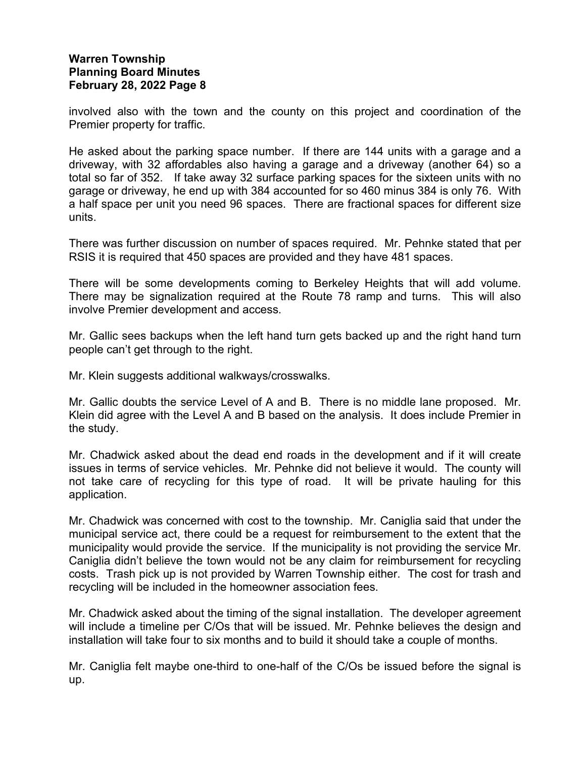involved also with the town and the county on this project and coordination of the Premier property for traffic.

He asked about the parking space number. If there are 144 units with a garage and a driveway, with 32 affordables also having a garage and a driveway (another 64) so a total so far of 352. If take away 32 surface parking spaces for the sixteen units with no garage or driveway, he end up with 384 accounted for so 460 minus 384 is only 76. With a half space per unit you need 96 spaces. There are fractional spaces for different size units.

There was further discussion on number of spaces required. Mr. Pehnke stated that per RSIS it is required that 450 spaces are provided and they have 481 spaces.

There will be some developments coming to Berkeley Heights that will add volume. There may be signalization required at the Route 78 ramp and turns. This will also involve Premier development and access.

Mr. Gallic sees backups when the left hand turn gets backed up and the right hand turn people can't get through to the right.

Mr. Klein suggests additional walkways/crosswalks.

Mr. Gallic doubts the service Level of A and B. There is no middle lane proposed. Mr. Klein did agree with the Level A and B based on the analysis. It does include Premier in the study.

Mr. Chadwick asked about the dead end roads in the development and if it will create issues in terms of service vehicles. Mr. Pehnke did not believe it would. The county will not take care of recycling for this type of road. It will be private hauling for this application.

Mr. Chadwick was concerned with cost to the township. Mr. Caniglia said that under the municipal service act, there could be a request for reimbursement to the extent that the municipality would provide the service. If the municipality is not providing the service Mr. Caniglia didn't believe the town would not be any claim for reimbursement for recycling costs. Trash pick up is not provided by Warren Township either. The cost for trash and recycling will be included in the homeowner association fees.

Mr. Chadwick asked about the timing of the signal installation. The developer agreement will include a timeline per C/Os that will be issued. Mr. Pehnke believes the design and installation will take four to six months and to build it should take a couple of months.

Mr. Caniglia felt maybe one-third to one-half of the C/Os be issued before the signal is up.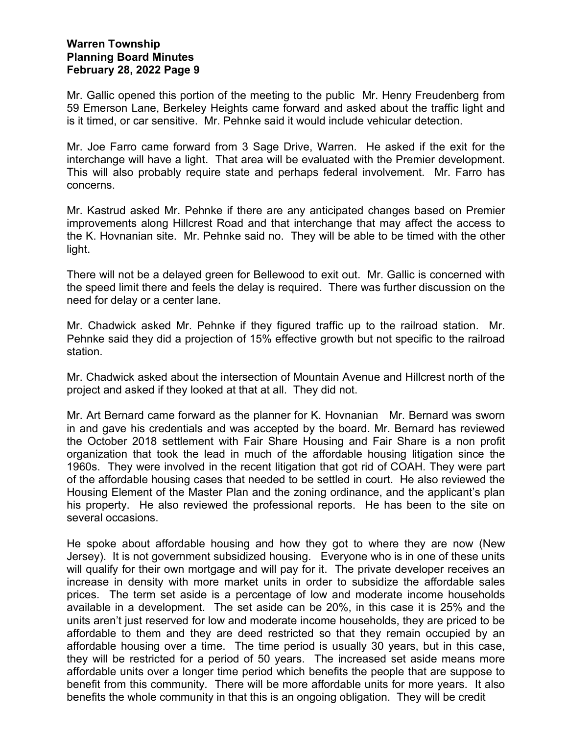Mr. Gallic opened this portion of the meeting to the public Mr. Henry Freudenberg from 59 Emerson Lane, Berkeley Heights came forward and asked about the traffic light and is it timed, or car sensitive. Mr. Pehnke said it would include vehicular detection.

Mr. Joe Farro came forward from 3 Sage Drive, Warren. He asked if the exit for the interchange will have a light. That area will be evaluated with the Premier development. This will also probably require state and perhaps federal involvement. Mr. Farro has concerns.

Mr. Kastrud asked Mr. Pehnke if there are any anticipated changes based on Premier improvements along Hillcrest Road and that interchange that may affect the access to the K. Hovnanian site. Mr. Pehnke said no. They will be able to be timed with the other light.

There will not be a delayed green for Bellewood to exit out. Mr. Gallic is concerned with the speed limit there and feels the delay is required. There was further discussion on the need for delay or a center lane.

Mr. Chadwick asked Mr. Pehnke if they figured traffic up to the railroad station. Mr. Pehnke said they did a projection of 15% effective growth but not specific to the railroad station.

Mr. Chadwick asked about the intersection of Mountain Avenue and Hillcrest north of the project and asked if they looked at that at all. They did not.

Mr. Art Bernard came forward as the planner for K. Hovnanian Mr. Bernard was sworn in and gave his credentials and was accepted by the board. Mr. Bernard has reviewed the October 2018 settlement with Fair Share Housing and Fair Share is a non profit organization that took the lead in much of the affordable housing litigation since the 1960s. They were involved in the recent litigation that got rid of COAH. They were part of the affordable housing cases that needed to be settled in court. He also reviewed the Housing Element of the Master Plan and the zoning ordinance, and the applicant's plan his property. He also reviewed the professional reports. He has been to the site on several occasions.

He spoke about affordable housing and how they got to where they are now (New Jersey). It is not government subsidized housing. Everyone who is in one of these units will qualify for their own mortgage and will pay for it. The private developer receives an increase in density with more market units in order to subsidize the affordable sales prices. The term set aside is a percentage of low and moderate income households available in a development. The set aside can be 20%, in this case it is 25% and the units aren't just reserved for low and moderate income households, they are priced to be affordable to them and they are deed restricted so that they remain occupied by an affordable housing over a time. The time period is usually 30 years, but in this case, they will be restricted for a period of 50 years. The increased set aside means more affordable units over a longer time period which benefits the people that are suppose to benefit from this community. There will be more affordable units for more years. It also benefits the whole community in that this is an ongoing obligation. They will be credit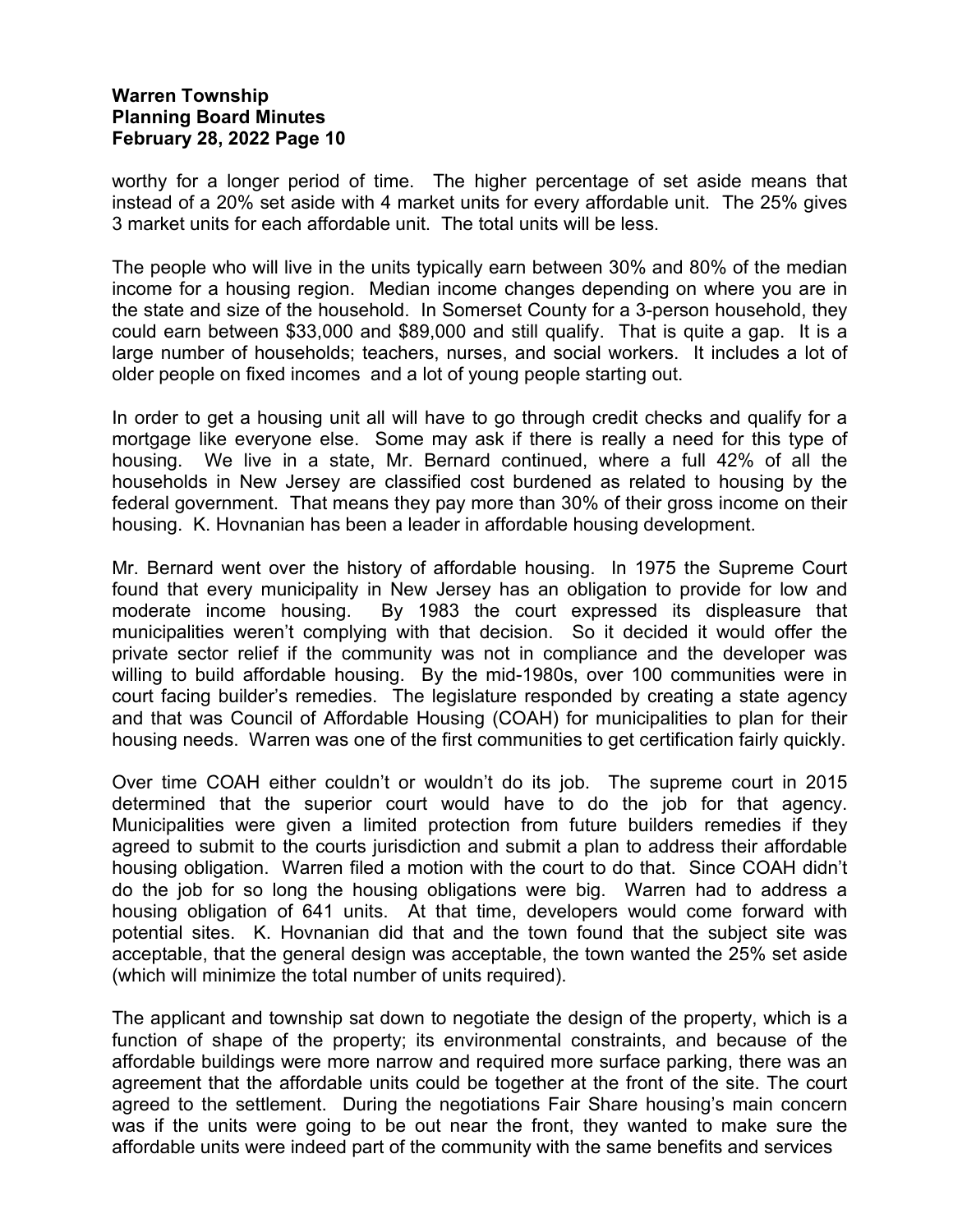worthy for a longer period of time. The higher percentage of set aside means that instead of a 20% set aside with 4 market units for every affordable unit. The 25% gives 3 market units for each affordable unit. The total units will be less.

The people who will live in the units typically earn between 30% and 80% of the median income for a housing region. Median income changes depending on where you are in the state and size of the household. In Somerset County for a 3-person household, they could earn between $33,000 and $89,000 and still qualify. That is quite a gap. It is a large number of households; teachers, nurses, and social workers. It includes a lot of older people on fixed incomes and a lot of young people starting out.

In order to get a housing unit all will have to go through credit checks and qualify for a mortgage like everyone else. Some may ask if there is really a need for this type of housing. We live in a state, Mr. Bernard continued, where a full 42% of all the households in New Jersey are classified cost burdened as related to housing by the federal government. That means they pay more than 30% of their gross income on their housing. K. Hovnanian has been a leader in affordable housing development.

Mr. Bernard went over the history of affordable housing. In 1975 the Supreme Court found that every municipality in New Jersey has an obligation to provide for low and moderate income housing. By 1983 the court expressed its displeasure that municipalities weren't complying with that decision. So it decided it would offer the private sector relief if the community was not in compliance and the developer was willing to build affordable housing. By the mid-1980s, over 100 communities were in court facing builder's remedies. The legislature responded by creating a state agency and that was Council of Affordable Housing (COAH) for municipalities to plan for their housing needs. Warren was one of the first communities to get certification fairly quickly.

Over time COAH either couldn't or wouldn't do its job. The supreme court in 2015 determined that the superior court would have to do the job for that agency. Municipalities were given a limited protection from future builders remedies if they agreed to submit to the courts jurisdiction and submit a plan to address their affordable housing obligation. Warren filed a motion with the court to do that. Since COAH didn't do the job for so long the housing obligations were big. Warren had to address a housing obligation of 641 units. At that time, developers would come forward with potential sites. K. Hovnanian did that and the town found that the subject site was acceptable, that the general design was acceptable, the town wanted the 25% set aside (which will minimize the total number of units required).

The applicant and township sat down to negotiate the design of the property, which is a function of shape of the property; its environmental constraints, and because of the affordable buildings were more narrow and required more surface parking, there was an agreement that the affordable units could be together at the front of the site. The court agreed to the settlement. During the negotiations Fair Share housing's main concern was if the units were going to be out near the front, they wanted to make sure the affordable units were indeed part of the community with the same benefits and services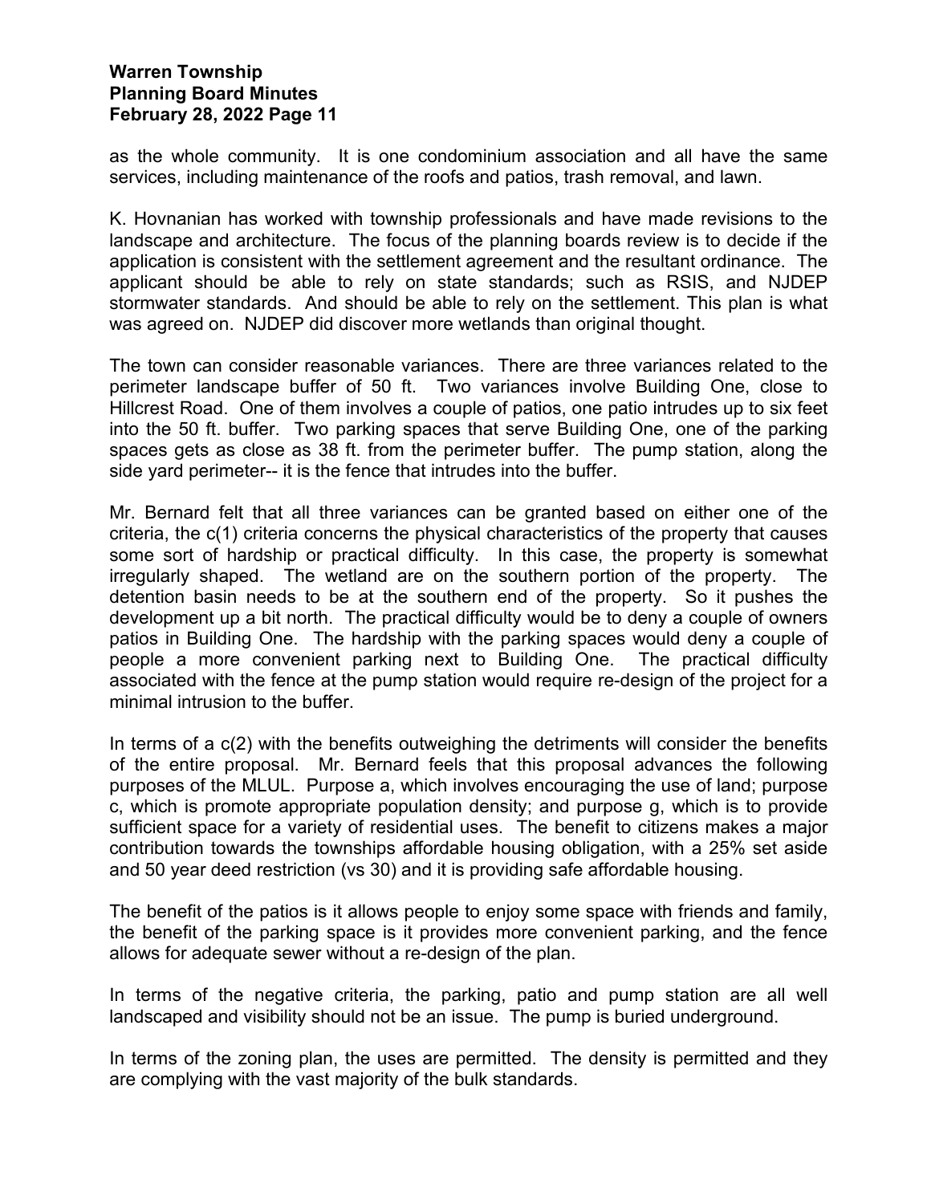as the whole community. It is one condominium association and all have the same services, including maintenance of the roofs and patios, trash removal, and lawn.

K. Hovnanian has worked with township professionals and have made revisions to the landscape and architecture. The focus of the planning boards review is to decide if the application is consistent with the settlement agreement and the resultant ordinance. The applicant should be able to rely on state standards; such as RSIS, and NJDEP stormwater standards. And should be able to rely on the settlement. This plan is what was agreed on. NJDEP did discover more wetlands than original thought.

The town can consider reasonable variances. There are three variances related to the perimeter landscape buffer of 50 ft. Two variances involve Building One, close to Hillcrest Road. One of them involves a couple of patios, one patio intrudes up to six feet into the 50 ft. buffer. Two parking spaces that serve Building One, one of the parking spaces gets as close as 38 ft. from the perimeter buffer. The pump station, along the side yard perimeter-- it is the fence that intrudes into the buffer.

Mr. Bernard felt that all three variances can be granted based on either one of the criteria, the c(1) criteria concerns the physical characteristics of the property that causes some sort of hardship or practical difficulty. In this case, the property is somewhat irregularly shaped. The wetland are on the southern portion of the property. The detention basin needs to be at the southern end of the property. So it pushes the development up a bit north. The practical difficulty would be to deny a couple of owners patios in Building One. The hardship with the parking spaces would deny a couple of people a more convenient parking next to Building One. The practical difficulty associated with the fence at the pump station would require re-design of the project for a minimal intrusion to the buffer.

In terms of a c(2) with the benefits outweighing the detriments will consider the benefits of the entire proposal. Mr. Bernard feels that this proposal advances the following purposes of the MLUL. Purpose a, which involves encouraging the use of land; purpose c, which is promote appropriate population density; and purpose g, which is to provide sufficient space for a variety of residential uses. The benefit to citizens makes a major contribution towards the townships affordable housing obligation, with a 25% set aside and 50 year deed restriction (vs 30) and it is providing safe affordable housing.

The benefit of the patios is it allows people to enjoy some space with friends and family, the benefit of the parking space is it provides more convenient parking, and the fence allows for adequate sewer without a re-design of the plan.

In terms of the negative criteria, the parking, patio and pump station are all well landscaped and visibility should not be an issue. The pump is buried underground.

In terms of the zoning plan, the uses are permitted. The density is permitted and they are complying with the vast majority of the bulk standards.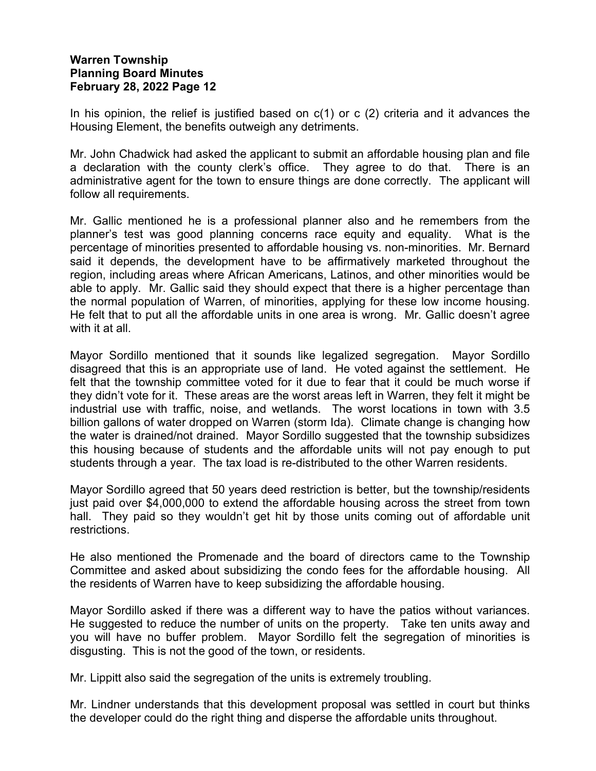In his opinion, the relief is justified based on c(1) or c (2) criteria and it advances the Housing Element, the benefits outweigh any detriments.

Mr. John Chadwick had asked the applicant to submit an affordable housing plan and file a declaration with the county clerk's office. They agree to do that. There is an administrative agent for the town to ensure things are done correctly. The applicant will follow all requirements.

Mr. Gallic mentioned he is a professional planner also and he remembers from the planner's test was good planning concerns race equity and equality. What is the percentage of minorities presented to affordable housing vs. non-minorities. Mr. Bernard said it depends, the development have to be affirmatively marketed throughout the region, including areas where African Americans, Latinos, and other minorities would be able to apply. Mr. Gallic said they should expect that there is a higher percentage than the normal population of Warren, of minorities, applying for these low income housing. He felt that to put all the affordable units in one area is wrong. Mr. Gallic doesn't agree with it at all.

Mayor Sordillo mentioned that it sounds like legalized segregation. Mayor Sordillo disagreed that this is an appropriate use of land. He voted against the settlement. He felt that the township committee voted for it due to fear that it could be much worse if they didn't vote for it. These areas are the worst areas left in Warren, they felt it might be industrial use with traffic, noise, and wetlands. The worst locations in town with 3.5 billion gallons of water dropped on Warren (storm Ida). Climate change is changing how the water is drained/not drained. Mayor Sordillo suggested that the township subsidizes this housing because of students and the affordable units will not pay enough to put students through a year. The tax load is re-distributed to the other Warren residents.

Mayor Sordillo agreed that 50 years deed restriction is better, but the township/residents just paid over $4,000,000 to extend the affordable housing across the street from town hall. They paid so they wouldn't get hit by those units coming out of affordable unit restrictions.

He also mentioned the Promenade and the board of directors came to the Township Committee and asked about subsidizing the condo fees for the affordable housing. All the residents of Warren have to keep subsidizing the affordable housing.

Mayor Sordillo asked if there was a different way to have the patios without variances. He suggested to reduce the number of units on the property. Take ten units away and you will have no buffer problem. Mayor Sordillo felt the segregation of minorities is disgusting. This is not the good of the town, or residents.

Mr. Lippitt also said the segregation of the units is extremely troubling.

Mr. Lindner understands that this development proposal was settled in court but thinks the developer could do the right thing and disperse the affordable units throughout.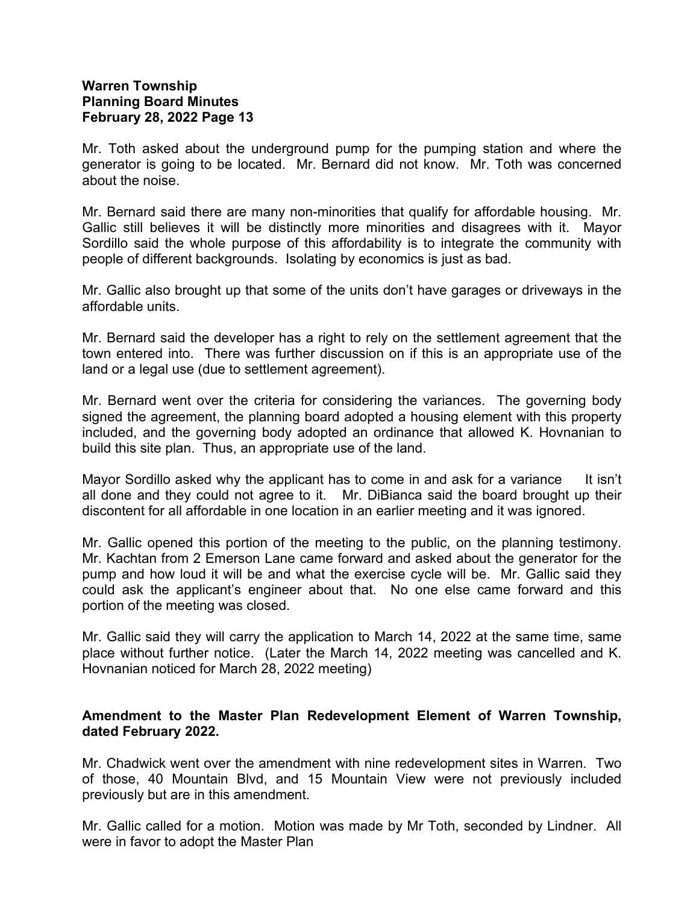Mr. Toth asked about the underground pump for the pumping station and where the generator is going to be located. Mr. Bernard did not know. Mr. Toth was concerned about the noise.

Mr. Bernard said there are many non-minorities that qualify for affordable housing. Mr. Gallic still believes it will be distinctly more minorities and disagrees with it. Mayor Sordillo said the whole purpose of this affordability is to integrate the community with people of different backgrounds. Isolating by economics is just as bad.

Mr. Gallic also brought up that some of the units don't have garages or driveways in the affordable units.

Mr. Bernard said the developer has a right to rely on the settlement agreement that the town entered into. There was further discussion on if this is an appropriate use of the land or a legal use (due to settlement agreement).

Mr. Bernard went over the criteria for considering the variances. The governing body signed the agreement, the planning board adopted a housing element with this property included, and the governing body adopted an ordinance that allowed K. Hovnanian to build this site plan. Thus, an appropriate use of the land.

Mayor Sordillo asked why the applicant has to come in and ask for a variance It isn't all done and they could not agree to it. Mr. DiBianca said the board brought up their discontent for all affordable in one location in an earlier meeting and it was ignored.

Mr. Gallic opened this portion of the meeting to the public, on the planning testimony. Mr. Kachtan from 2 Emerson Lane came forward and asked about the generator for the pump and how loud it will be and what the exercise cycle will be. Mr. Gallic said they could ask the applicant's engineer about that. No one else came forward and this portion of the meeting was closed.

Mr. Gallic said they will carry the application to March 14, 2022 at the same time, same place without further notice. (Later the March 14, 2022 meeting was cancelled and K. Hovnanian noticed for March 28, 2022 meeting)

**Amendment to the Master Plan Redevelopment Element of Warren Township, dated February 2022.**

Mr. Chadwick went over the amendment with nine redevelopment sites in Warren. Two of those, 40 Mountain Blvd, and 15 Mountain View were not previously included previously but are in this amendment.

Mr. Gallic called for a motion. Motion was made by Mr Toth, seconded by Lindner. All were in favor to adopt the Master Plan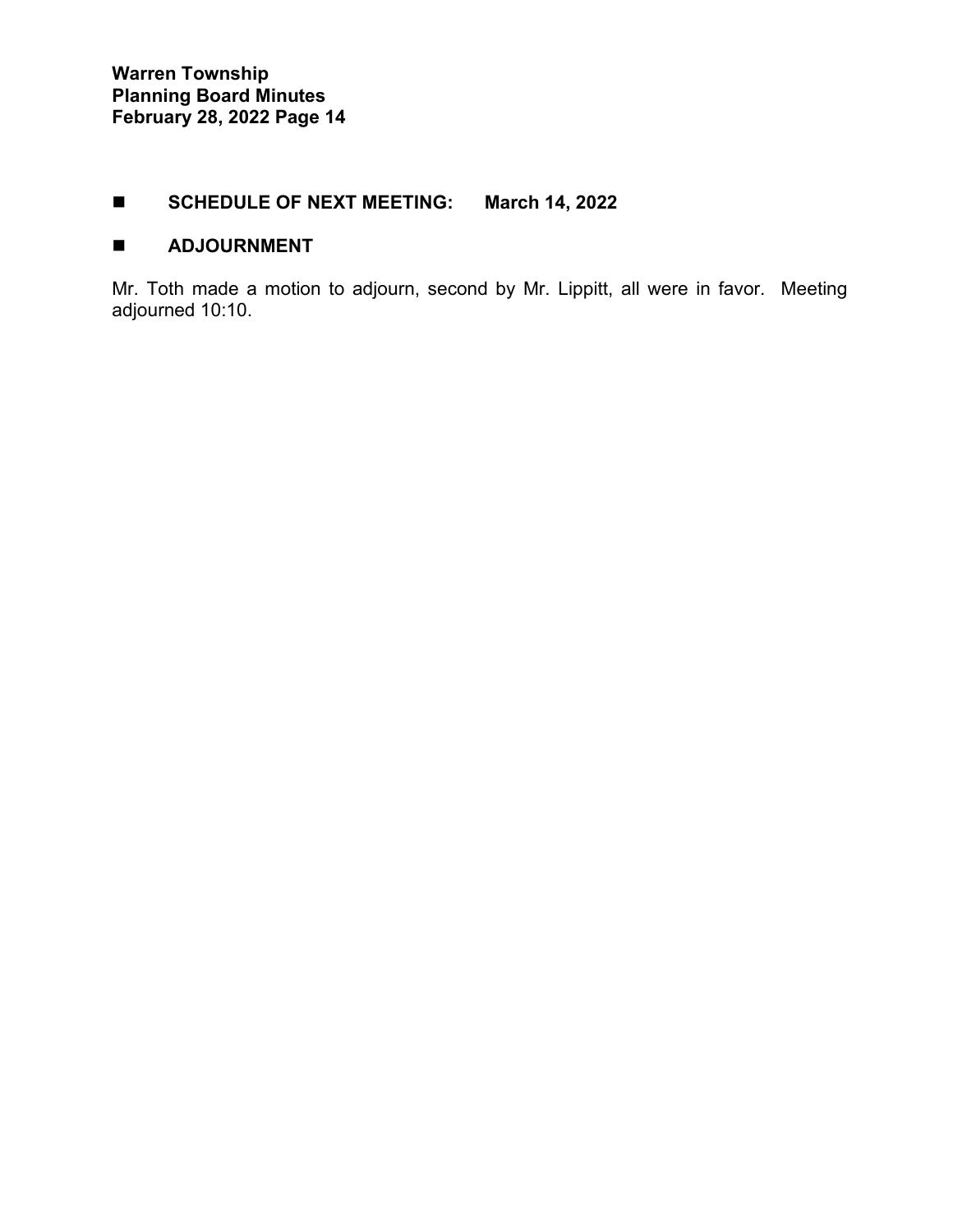- **SCHEDULE OF NEXT MEETING: March 14, 2022**

- **ADJOURNMENT**

Mr. Toth made a motion to adjourn, second by Mr. Lippitt, all were in favor. Meeting adjourned 10:10.